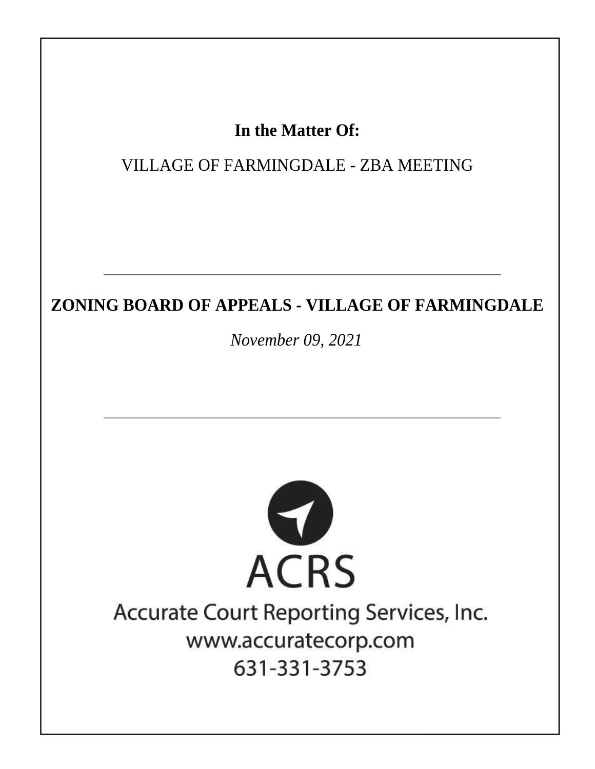**In the Matter Of:**

VILLAGE OF FARMINGDALE - ZBA MEETING

---

**ZONING BOARD OF APPEALS - VILLAGE OF FARMINGDALE**

*November 09, 2021*

---

ACRS

Accurate Court Reporting Services, Inc.
www.accuratecorp.com
631-331-3753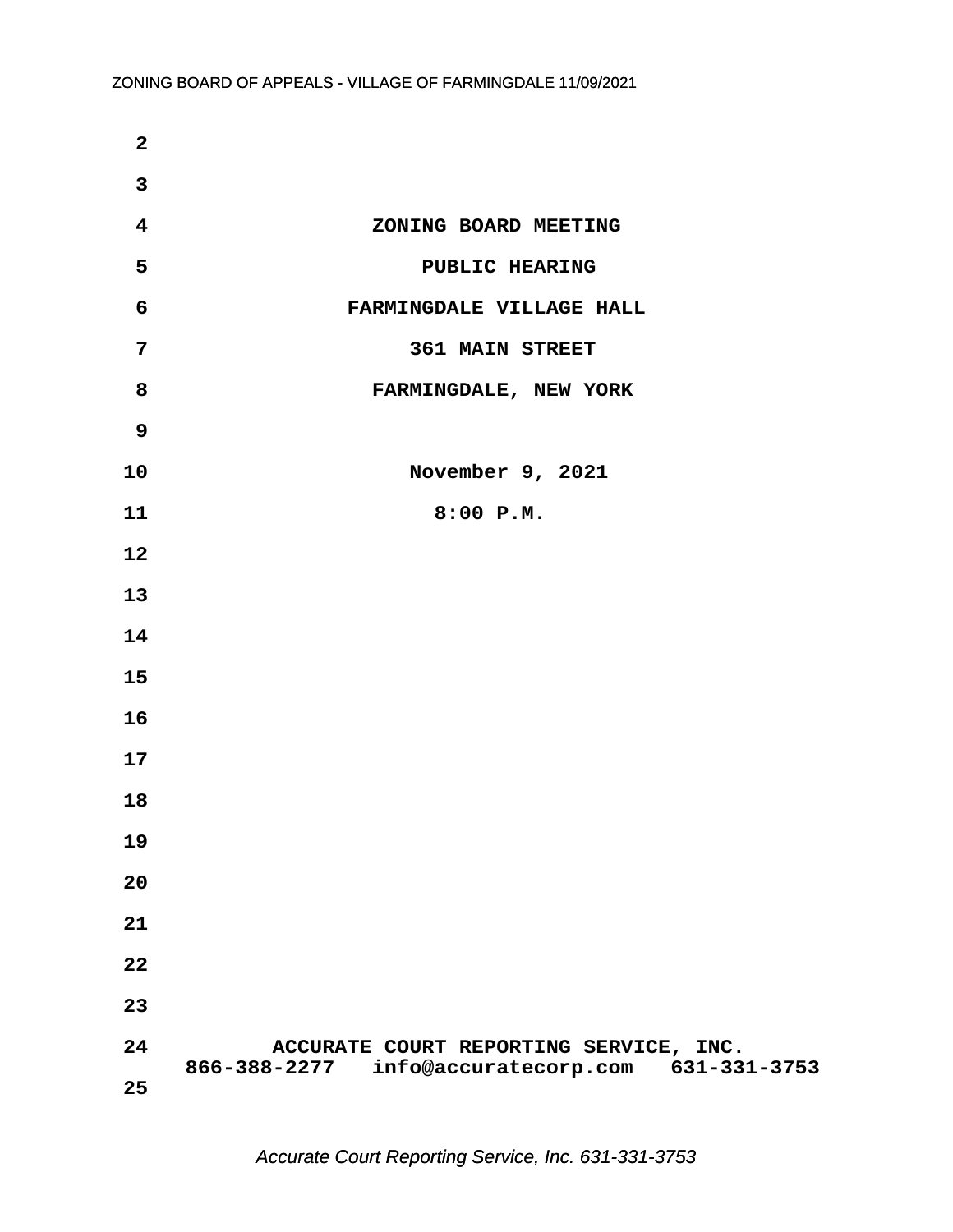ZONING BOARD MEETING

PUBLIC HEARING

FARMINGDALE VILLAGE HALL

361 MAIN STREET

FARMINGDALE, NEW YORK

November 9, 2021

8:00 P.M.

ACCURATE COURT REPORTING SERVICE, INC.
866-388-2277 info@accuratecorp.com 631-331-3753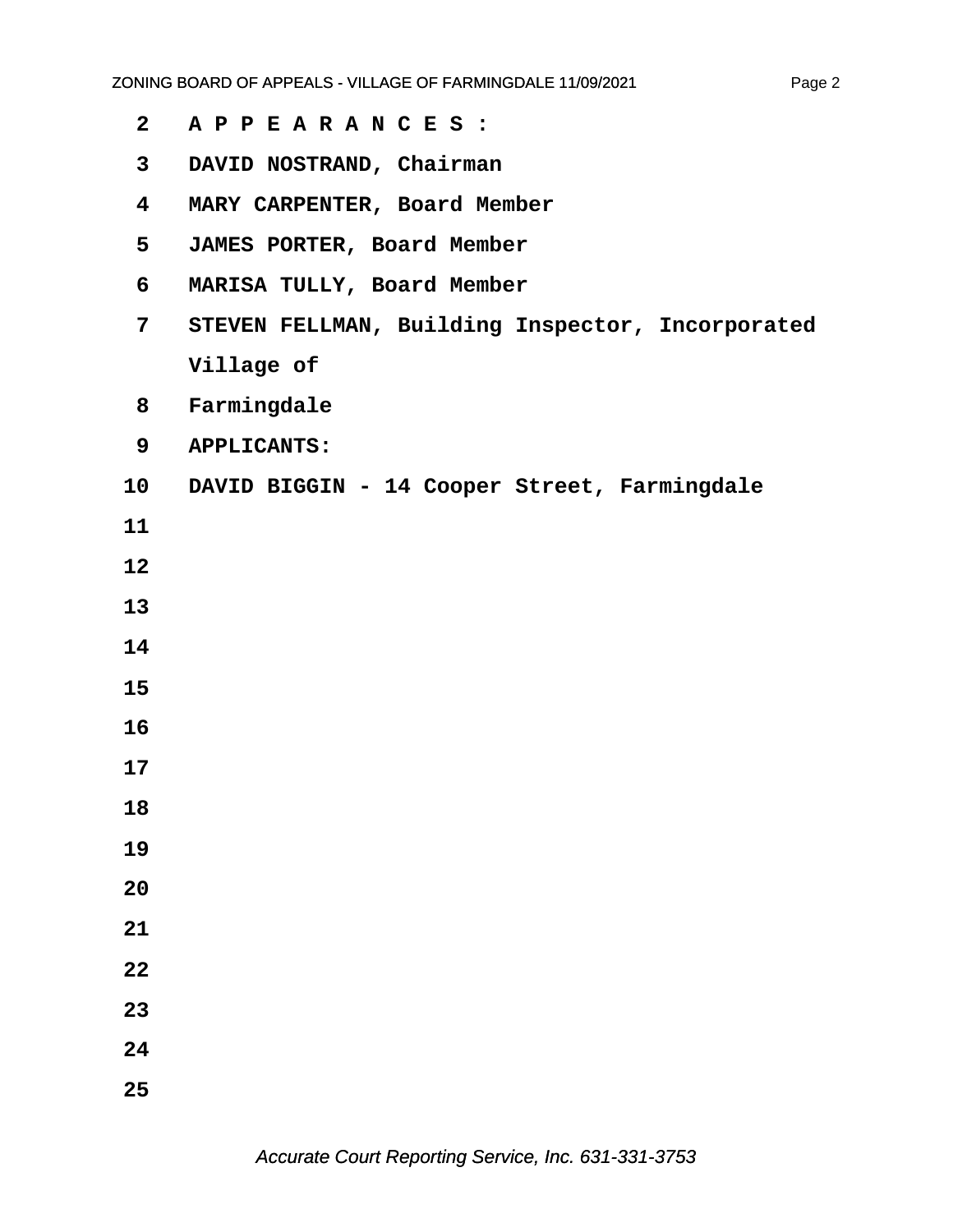2 A P P E A R A N C E S :

3 DAVID NOSTRAND, Chairman

4 MARY CARPENTER, Board Member

5 JAMES PORTER, Board Member

6 MARISA TULLY, Board Member

7 STEVEN FELLMAN, Building Inspector, Incorporated Village of

8 Farmingdale

9 APPLICANTS:

10 DAVID BIGGIN - 14 Cooper Street, Farmingdale

11

12

13

14

15

16

17

18

19

20

21

22

23

24

25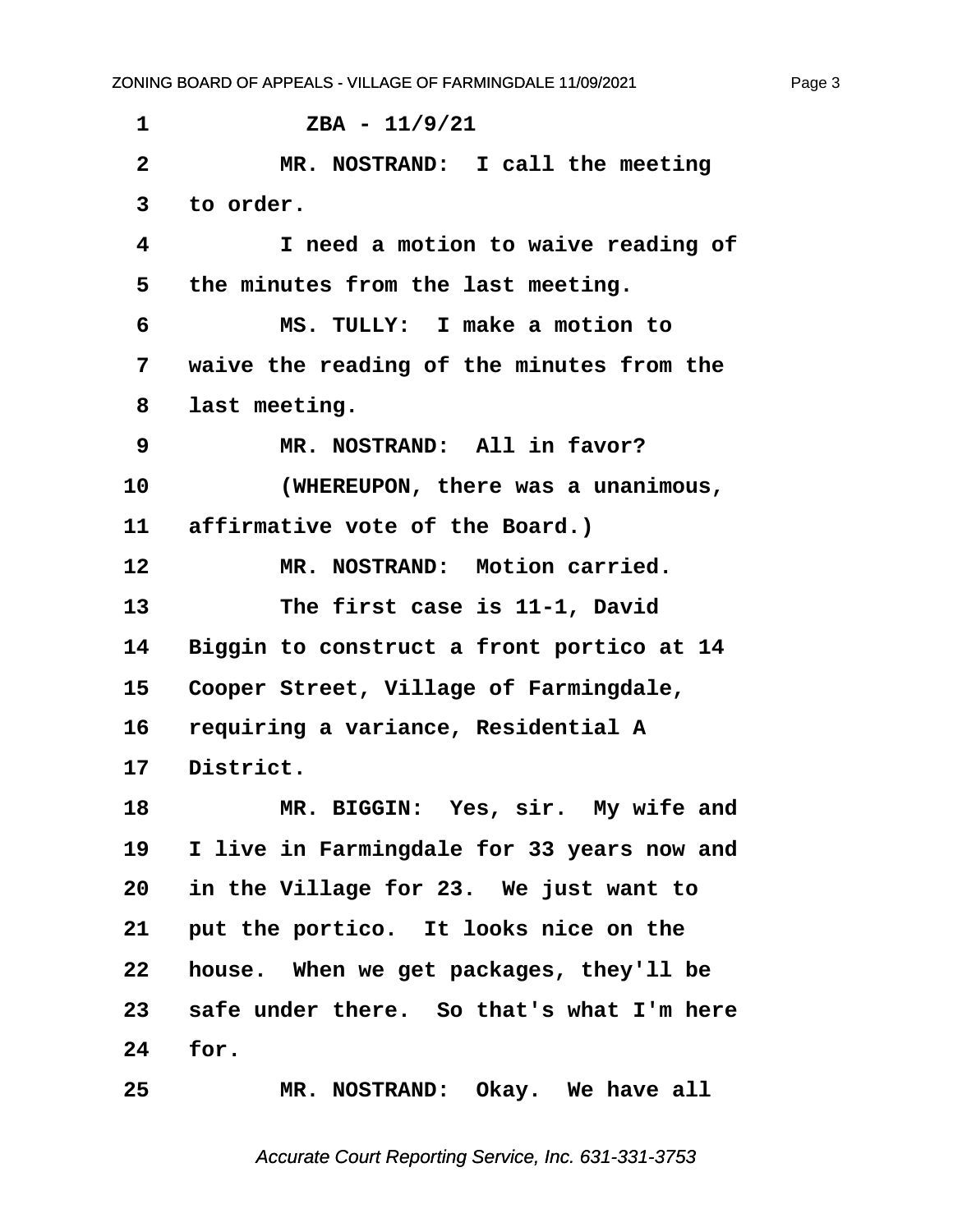1 ZBA - 11/9/21

2 MR. NOSTRAND: I call the meeting

3 to order.

4 I need a motion to waive reading of

5 the minutes from the last meeting.

6 MS. TULLY: I make a motion to

7 waive the reading of the minutes from the

8 last meeting.

9 MR. NOSTRAND: All in favor?

10 (WHEREUPON, there was a unanimous,

11 affirmative vote of the Board.)

12 MR. NOSTRAND: Motion carried.

13 The first case is 11-1, David

14 Biggin to construct a front portico at 14

15 Cooper Street, Village of Farmingdale,

16 requiring a variance, Residential A

17 District.

18 MR. BIGGIN: Yes, sir. My wife and

19 I live in Farmingdale for 33 years now and

20 in the Village for 23. We just want to

21 put the portico. It looks nice on the

22 house. When we get packages, they'll be

23 safe under there. So that's what I'm here

24 for.

25 MR. NOSTRAND: Okay. We have all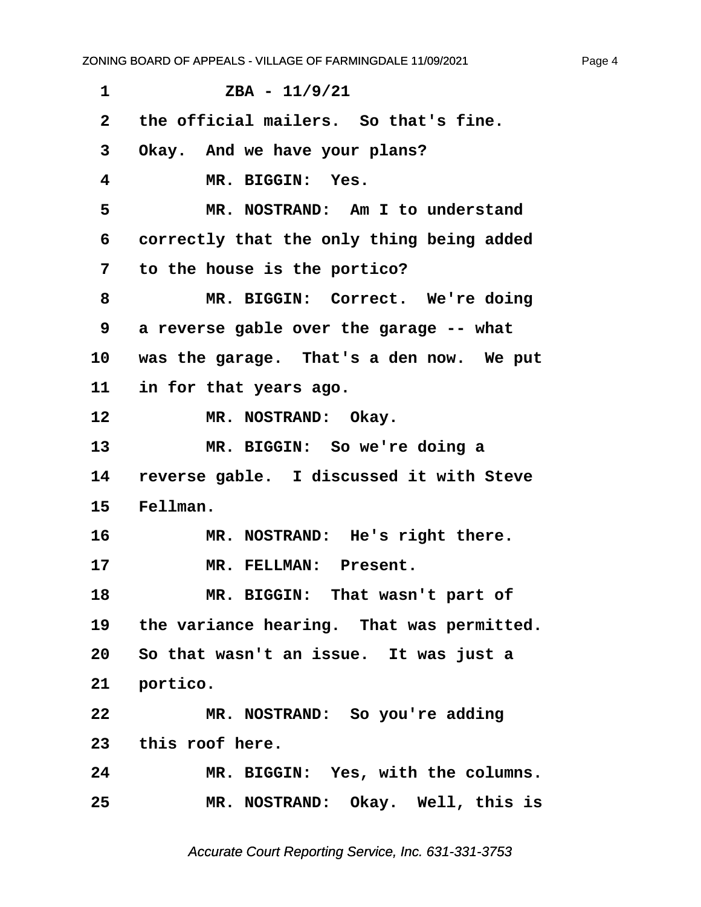ZBA - 11/9/21

the official mailers. So that's fine. Okay. And we have your plans?

MR. BIGGIN: Yes.

MR. NOSTRAND: Am I to understand correctly that the only thing being added to the house is the portico?

MR. BIGGIN: Correct. We're doing a reverse gable over the garage -- what was the garage. That's a den now. We put in for that years ago.

MR. NOSTRAND: Okay.

MR. BIGGIN: So we're doing a reverse gable. I discussed it with Steve Fellman.

MR. NOSTRAND: He's right there.

MR. FELLMAN: Present.

MR. BIGGIN: That wasn't part of the variance hearing. That was permitted. So that wasn't an issue. It was just a portico.

MR. NOSTRAND: So you're adding this roof here.

MR. BIGGIN: Yes, with the columns.

MR. NOSTRAND: Okay. Well, this is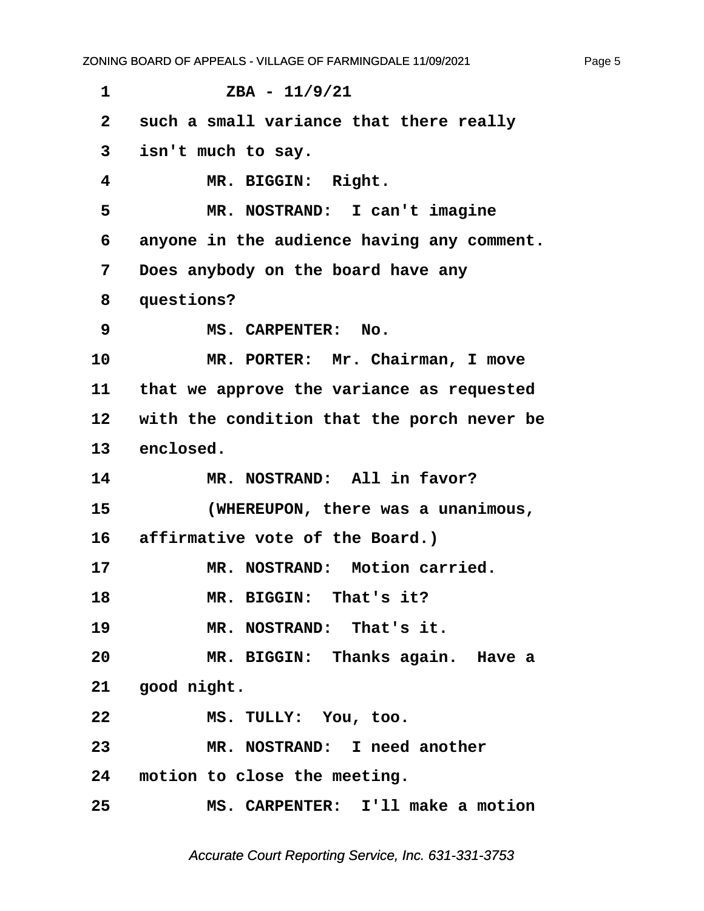1 ZBA - 11/9/21

2 such a small variance that there really

3 isn't much to say.

4 MR. BIGGIN: Right.

5 MR. NOSTRAND: I can't imagine

6 anyone in the audience having any comment.

7 Does anybody on the board have any

8 questions?

9 MS. CARPENTER: No.

10 MR. PORTER: Mr. Chairman, I move

11 that we approve the variance as requested

12 with the condition that the porch never be

13 enclosed.

14 MR. NOSTRAND: All in favor?

15 (WHEREUPON, there was a unanimous,

16 affirmative vote of the Board.)

17 MR. NOSTRAND: Motion carried.

18 MR. BIGGIN: That's it?

19 MR. NOSTRAND: That's it.

20 MR. BIGGIN: Thanks again. Have a

21 good night.

22 MS. TULLY: You, too.

23 MR. NOSTRAND: I need another

24 motion to close the meeting.

25 MS. CARPENTER: I'll make a motion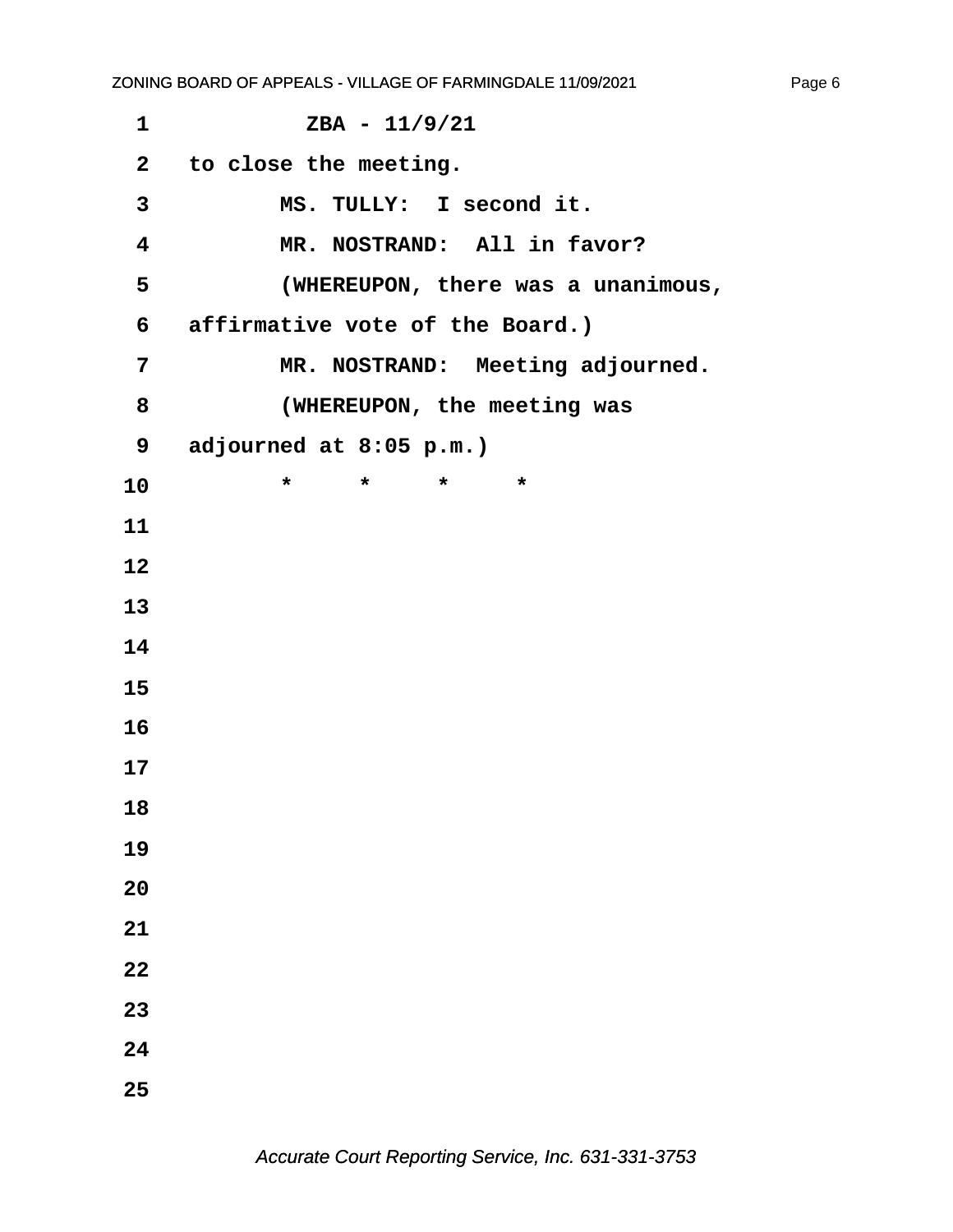ZBA - 11/9/21

to close the meeting.

MS. TULLY: I second it.

MR. NOSTRAND: All in favor?

(WHEREUPON, there was a unanimous, affirmative vote of the Board.)

MR. NOSTRAND: Meeting adjourned.

(WHEREUPON, the meeting was adjourned at 8:05 p.m.)

\* \* \* \*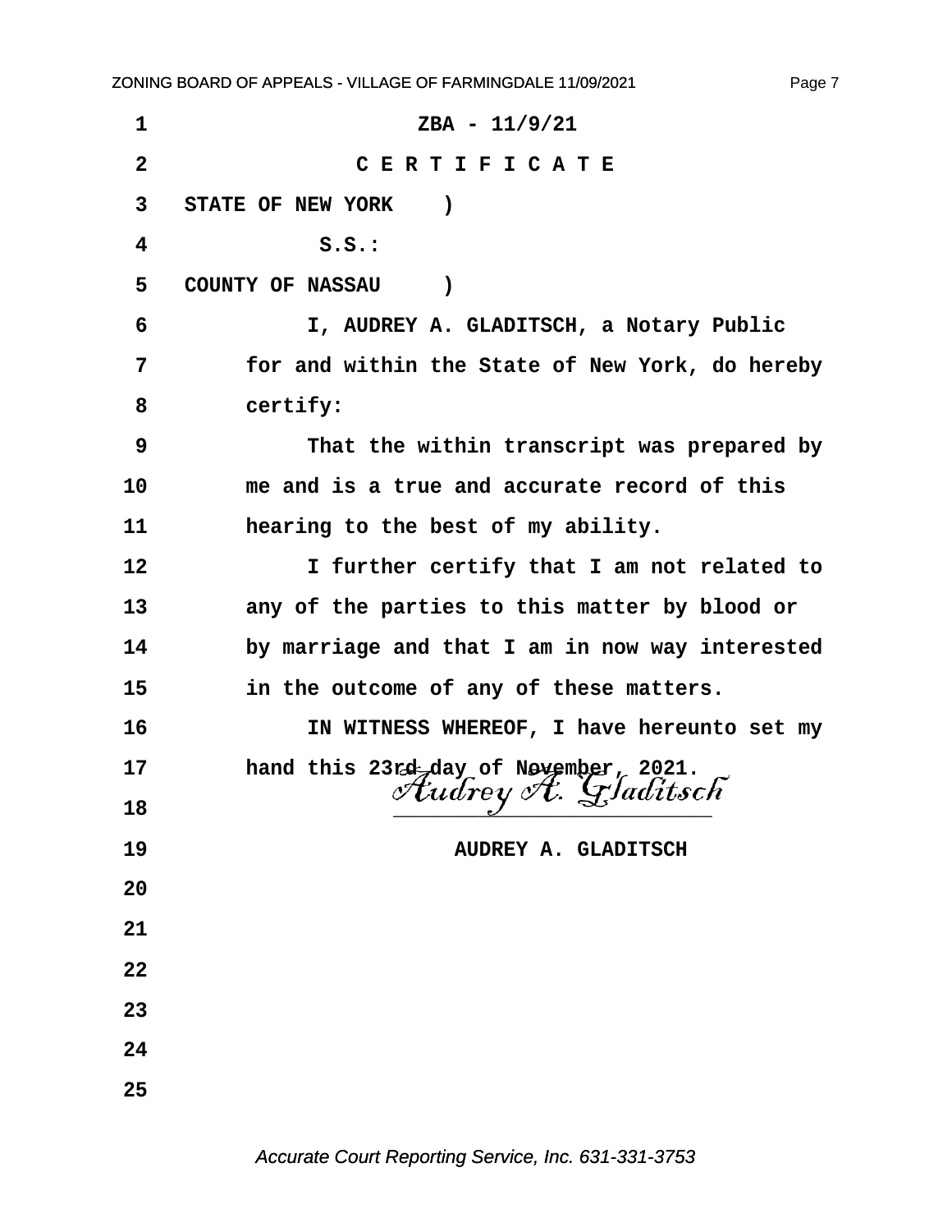ZBA - 11/9/21

C E R T I F I C A T E

STATE OF NEW YORK )

S.S.:

COUNTY OF NASSAU )

I, AUDREY A. GLADITSCH, a Notary Public for and within the State of New York, do hereby certify:

That the within transcript was prepared by me and is a true and accurate record of this hearing to the best of my ability.

I further certify that I am not related to any of the parties to this matter by blood or by marriage and that I am in now way interested in the outcome of any of these matters.

IN WITNESS WHEREOF, I have hereunto set my hand this 23rd day of November, 2021.

*Audrey A. Gladitsch*

AUDREY A. GLADITSCH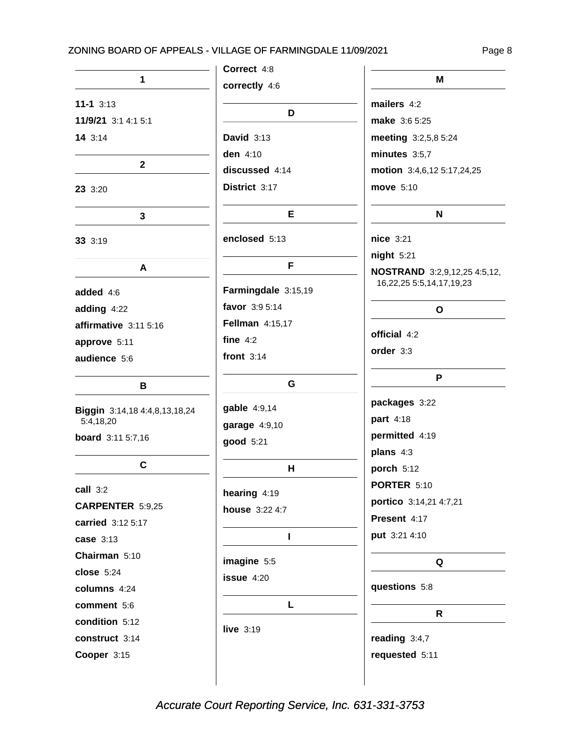## 1

**11-1** 3:13

**11/9/21** 3:1 4:1 5:1

**14** 3:14

## 2

**23** 3:20

## 3

**33** 3:19

## A

**added** 4:6

**adding** 4:22

**affirmative** 3:11 5:16

**approve** 5:11

**audience** 5:6

## B

**Biggin** 3:14,18 4:4,8,13,18,24 5:4,18,20

**board** 3:11 5:7,16

## C

**call** 3:2

**CARPENTER** 5:9,25

**carried** 3:12 5:17

**case** 3:13

**Chairman** 5:10

**close** 5:24

**columns** 4:24

**comment** 5:6

**condition** 5:12

**construct** 3:14

**Cooper** 3:15

**Correct** 4:8

**correctly** 4:6

## D

**David** 3:13

**den** 4:10

**discussed** 4:14

**District** 3:17

## E

**enclosed** 5:13

## F

**Farmingdale** 3:15,19

**favor** 3:9 5:14

**Fellman** 4:15,17

**fine** 4:2

**front** 3:14

## G

**gable** 4:9,14

**garage** 4:9,10

**good** 5:21

## H

**hearing** 4:19

**house** 3:22 4:7

## I

**imagine** 5:5

**issue** 4:20

## L

**live** 3:19

## M

**mailers** 4:2

**make** 3:6 5:25

**meeting** 3:2,5,8 5:24

**minutes** 3:5,7

**motion** 3:4,6,12 5:17,24,25

**move** 5:10

## N

**nice** 3:21

**night** 5:21

**NOSTRAND** 3:2,9,12,25 4:5,12, 16,22,25 5:5,14,17,19,23

## O

**official** 4:2

**order** 3:3

## P

**packages** 3:22

**part** 4:18

**permitted** 4:19

**plans** 4:3

**porch** 5:12

**PORTER** 5:10

**portico** 3:14,21 4:7,21

**Present** 4:17

**put** 3:21 4:10

## Q

**questions** 5:8

## R

**reading** 3:4,7

**requested** 5:11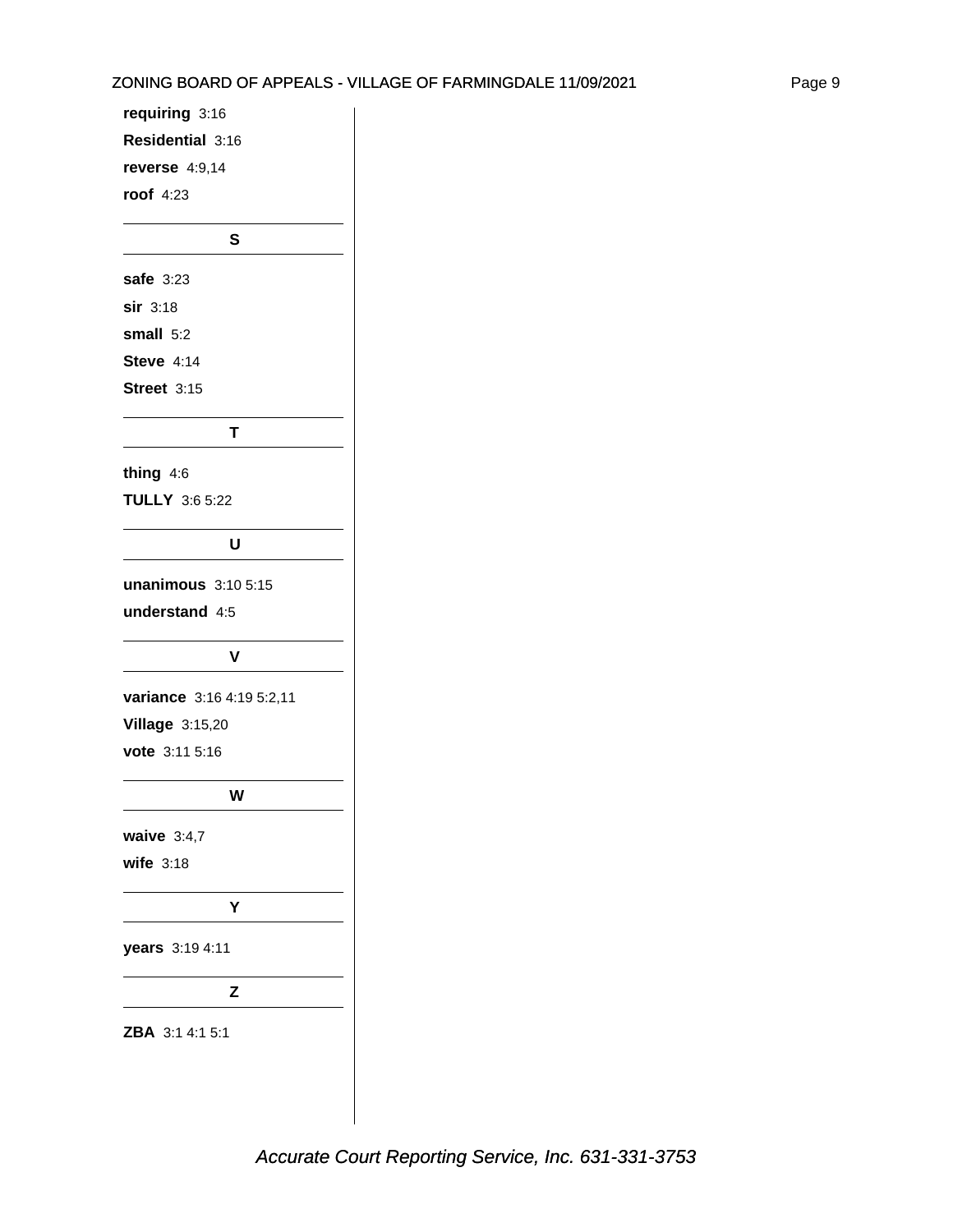**requiring** 3:16

**Residential** 3:16

**reverse** 4:9,14

**roof** 4:23

**S**

**safe** 3:23

**sir** 3:18

**small** 5:2

**Steve** 4:14

**Street** 3:15

**T**

**thing** 4:6

**TULLY** 3:6 5:22

**U**

**unanimous** 3:10 5:15

**understand** 4:5

**V**

**variance** 3:16 4:19 5:2,11

**Village** 3:15,20

**vote** 3:11 5:16

**W**

**waive** 3:4,7

**wife** 3:18

**Y**

**years** 3:19 4:11

**Z**

**ZBA** 3:1 4:1 5:1